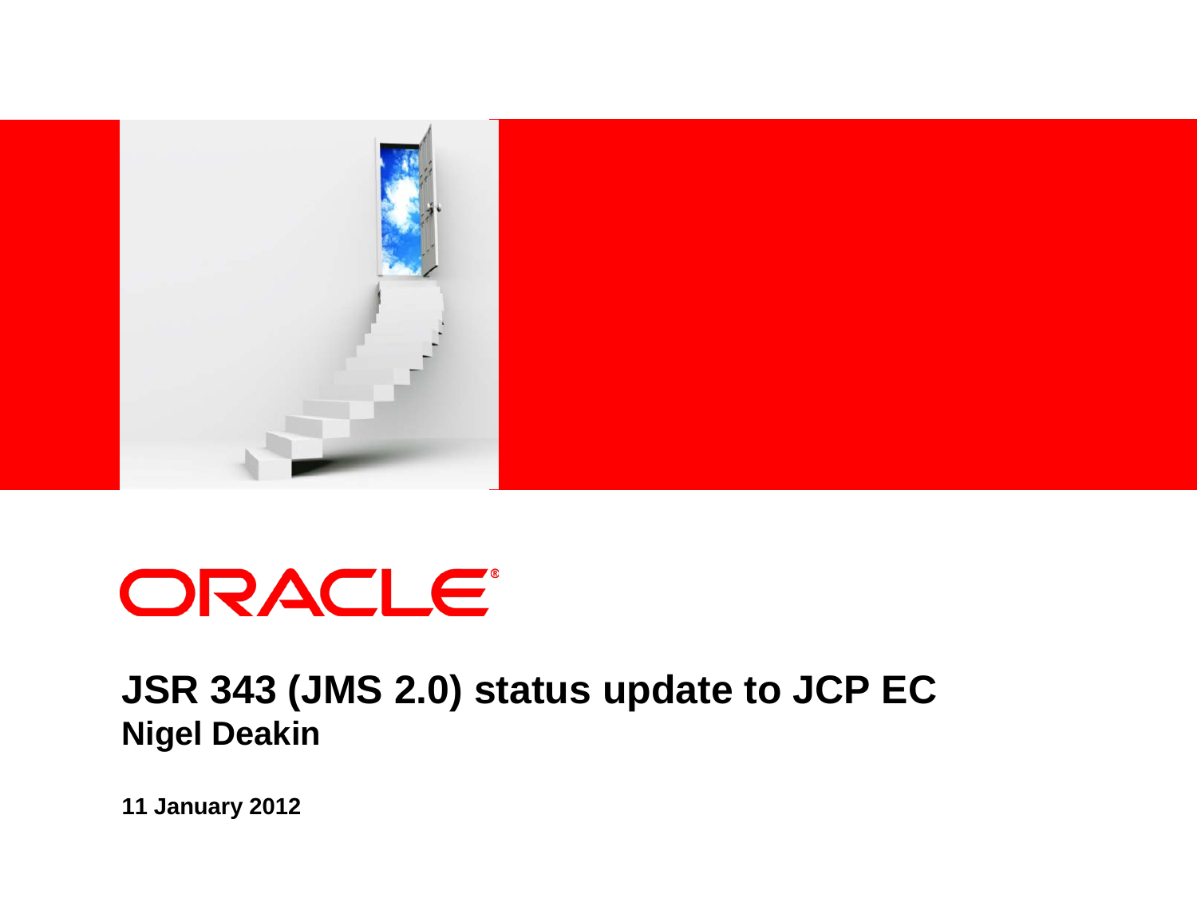ORACLE®

# JSR 343 (JMS 2.0) status update to JCP EC

**Nigel Deakin**

**11 January 2012**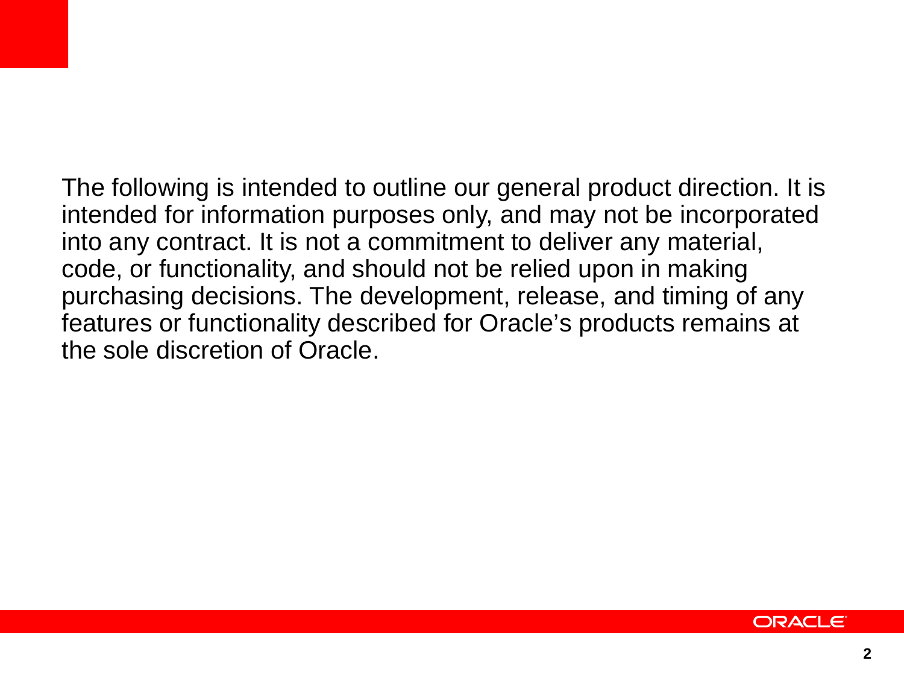The following is intended to outline our general product direction. It is intended for information purposes only, and may not be incorporated into any contract. It is not a commitment to deliver any material, code, or functionality, and should not be relied upon in making purchasing decisions. The development, release, and timing of any features or functionality described for Oracle's products remains at the sole discretion of Oracle.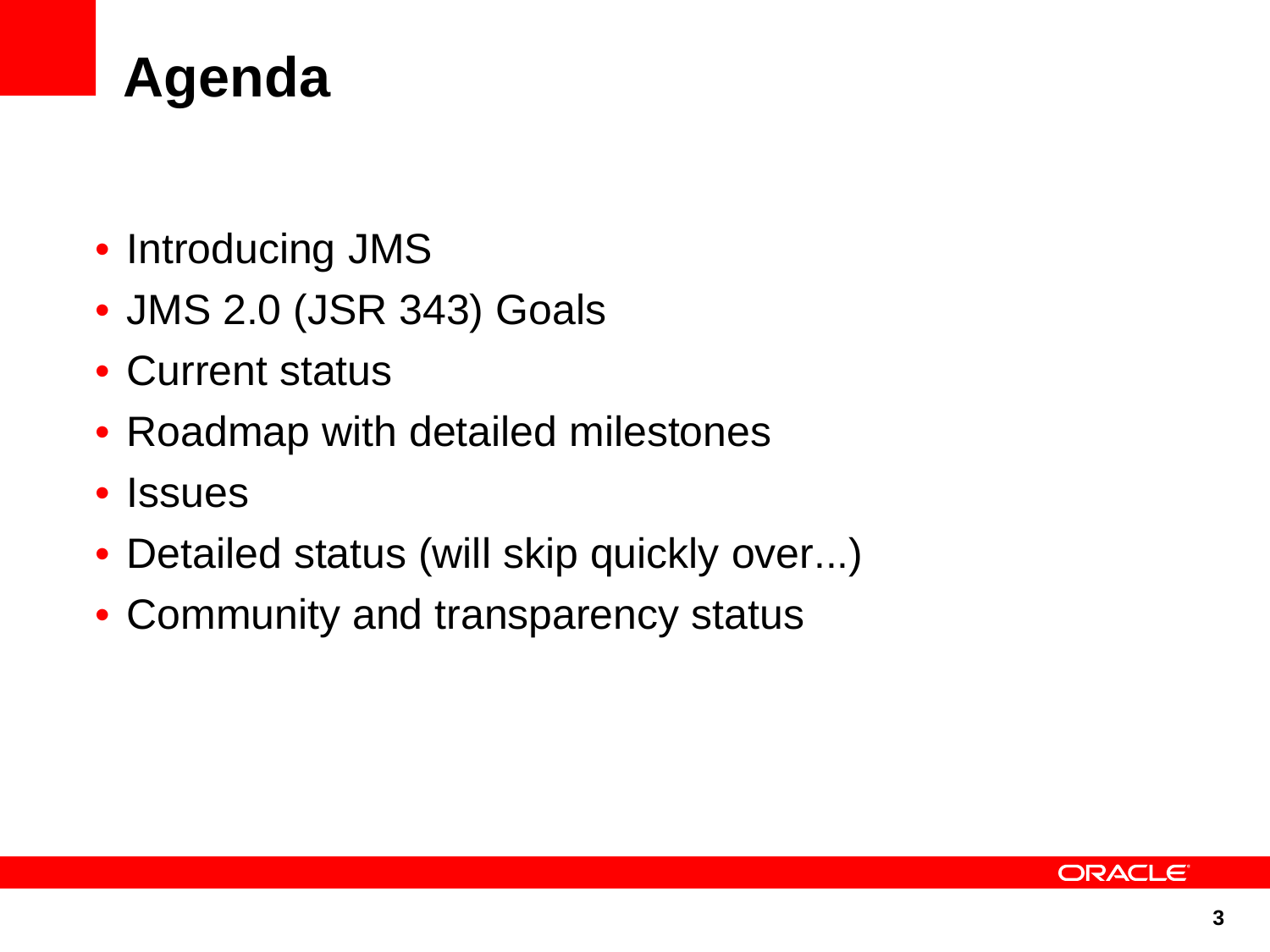# Agenda

- Introducing JMS
- JMS 2.0 (JSR 343) Goals
- Current status
- Roadmap with detailed milestones
- Issues
- Detailed status (will skip quickly over...)
- Community and transparency status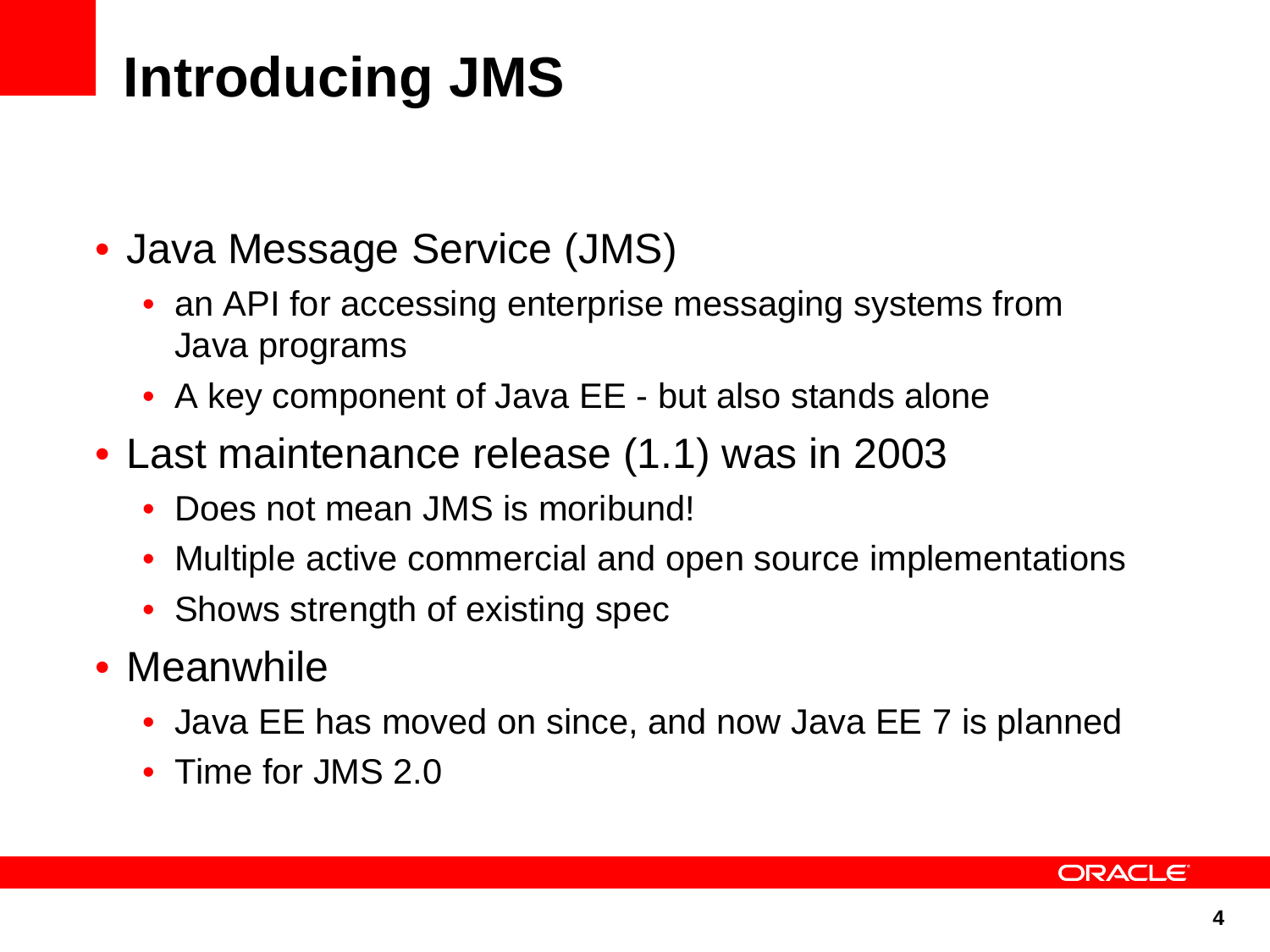# Introducing JMS

- Java Message Service (JMS)
  - an API for accessing enterprise messaging systems from Java programs
  - A key component of Java EE - but also stands alone
- Last maintenance release (1.1) was in 2003
  - Does not mean JMS is moribund!
  - Multiple active commercial and open source implementations
  - Shows strength of existing spec
- Meanwhile
  - Java EE has moved on since, and now Java EE 7 is planned
  - Time for JMS 2.0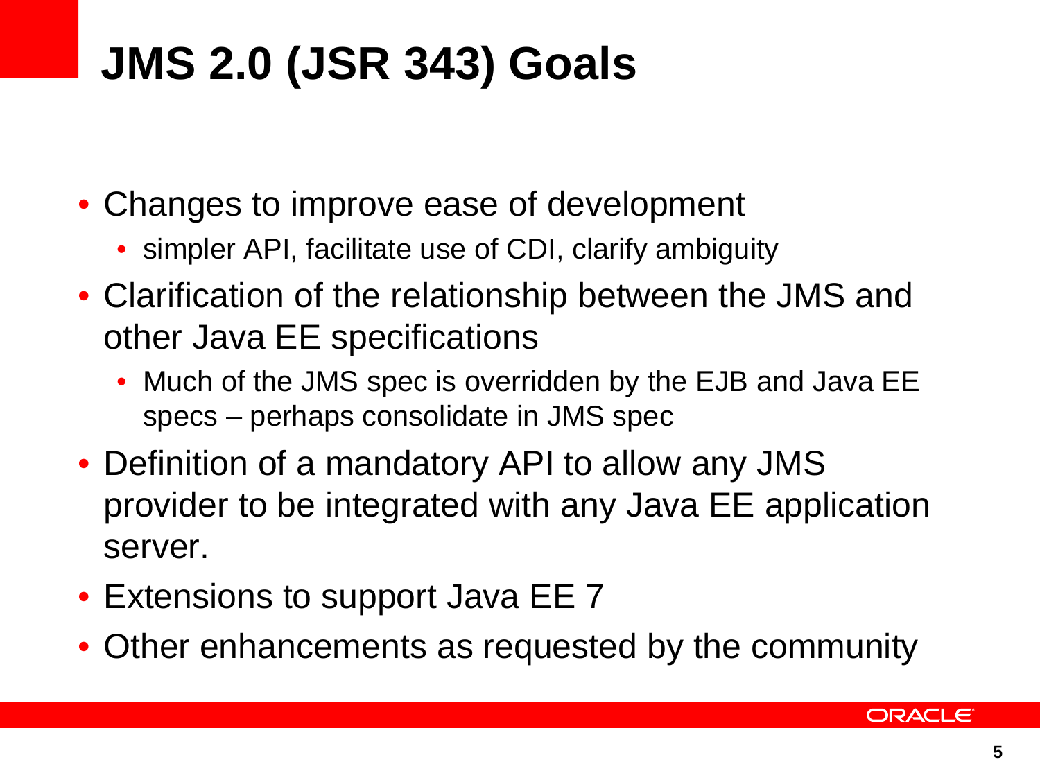# JMS 2.0 (JSR 343) Goals

- Changes to improve ease of development
  - simpler API, facilitate use of CDI, clarify ambiguity
- Clarification of the relationship between the JMS and other Java EE specifications
  - Much of the JMS spec is overridden by the EJB and Java EE specs – perhaps consolidate in JMS spec
- Definition of a mandatory API to allow any JMS provider to be integrated with any Java EE application server.
- Extensions to support Java EE 7
- Other enhancements as requested by the community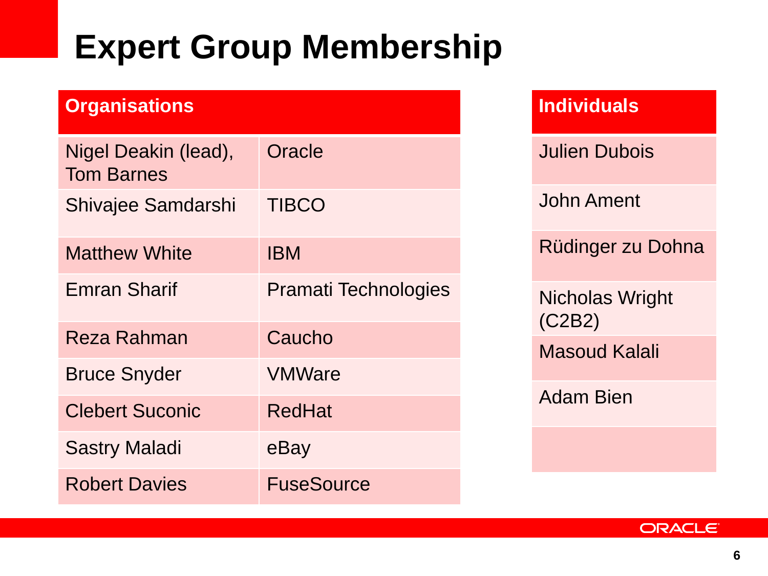# Expert Group Membership

| Organisations | |
|---|---|
| Nigel Deakin (lead), Tom Barnes | Oracle |
| Shivajee Samdarshi | TIBCO |
| Matthew White | IBM |
| Emran Sharif | Pramati Technologies |
| Reza Rahman | Caucho |
| Bruce Snyder | VMWare |
| Clebert Suconic | RedHat |
| Sastry Maladi | eBay |
| Robert Davies | FuseSource |

| Individuals |
|---|
| Julien Dubois |
| John Ament |
| Rüdinger zu Dohna |
| Nicholas Wright (C2B2) |
| Masoud Kalali |
| Adam Bien |
| |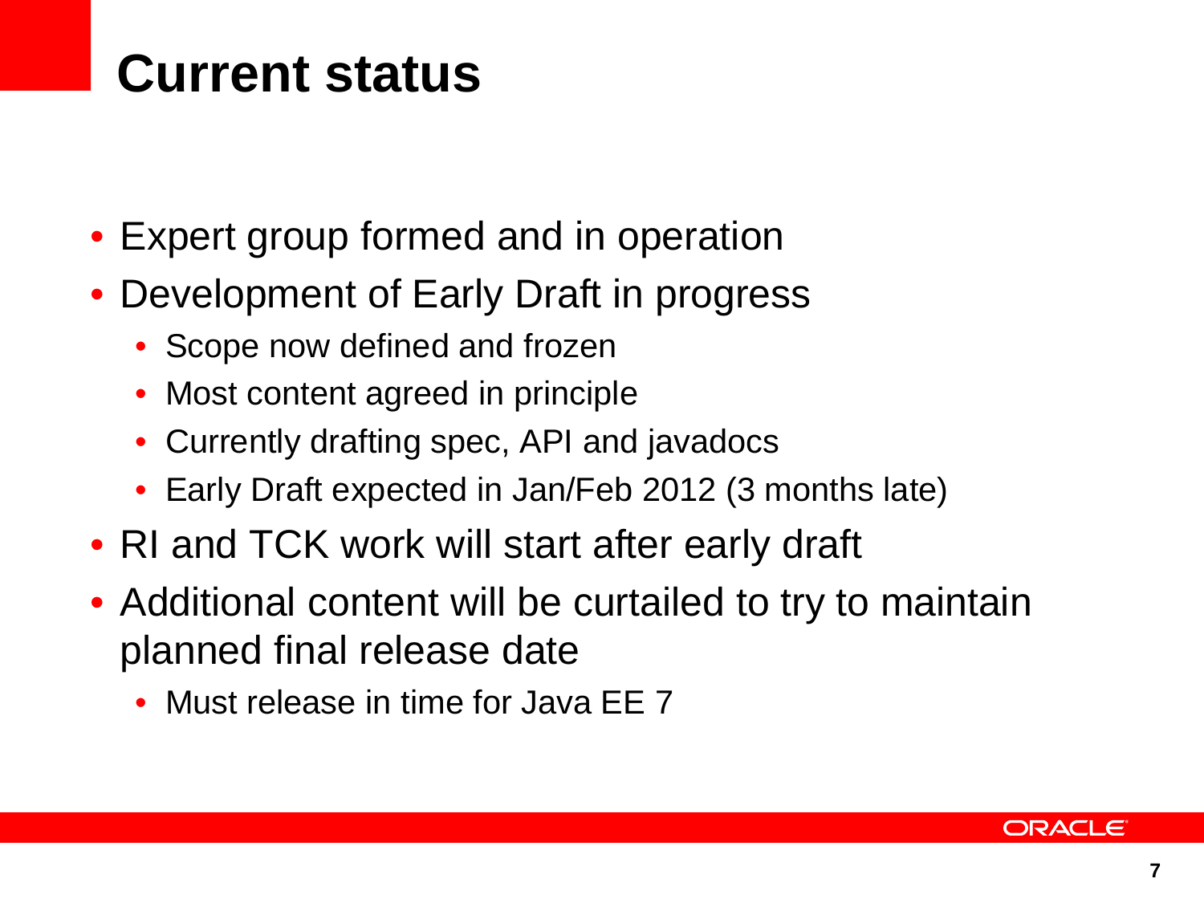# Current status

- Expert group formed and in operation
- Development of Early Draft in progress
  - Scope now defined and frozen
  - Most content agreed in principle
  - Currently drafting spec, API and javadocs
  - Early Draft expected in Jan/Feb 2012 (3 months late)
- RI and TCK work will start after early draft
- Additional content will be curtailed to try to maintain planned final release date
  - Must release in time for Java EE 7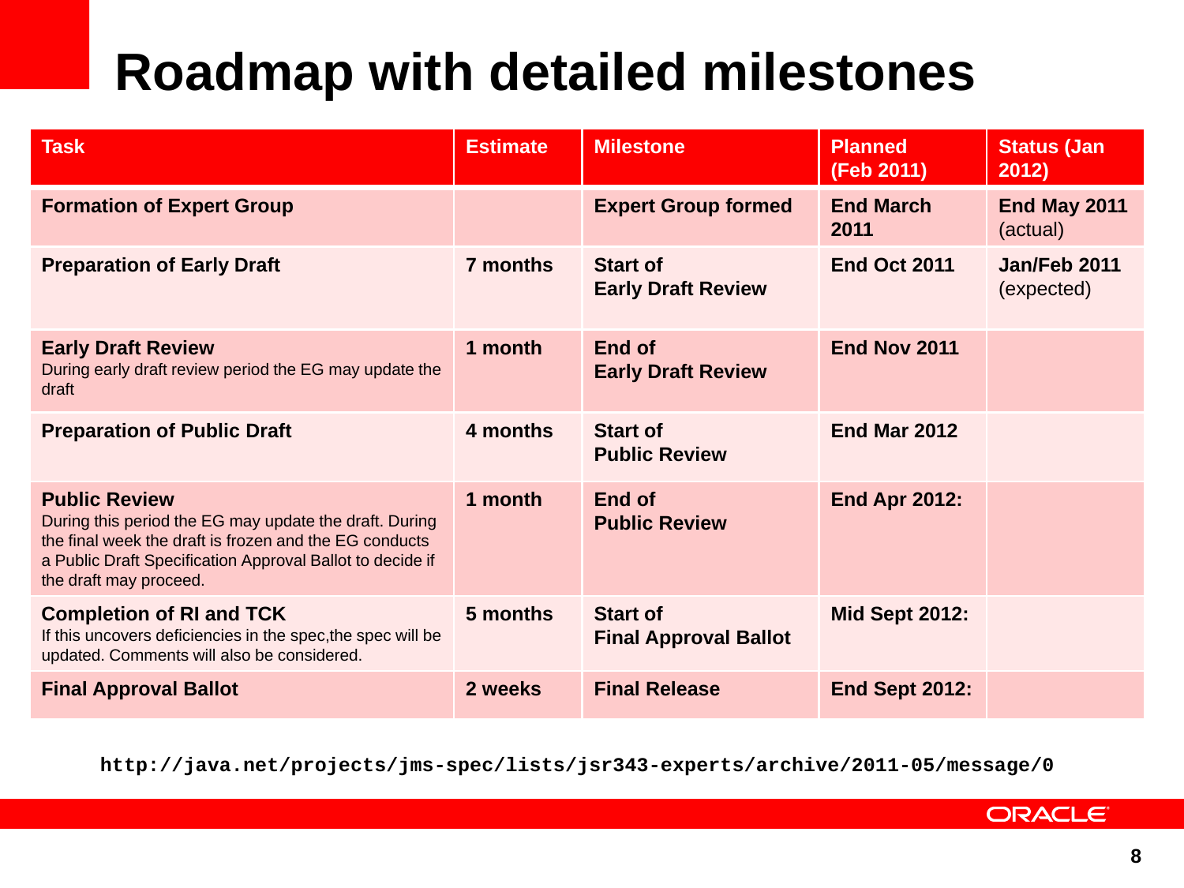# Roadmap with detailed milestones

| Task | Estimate | Milestone | Planned (Feb 2011) | Status (Jan 2012) |
|---|---|---|---|---|
| **Formation of Expert Group** | | **Expert Group formed** | **End March 2011** | **End May 2011** (actual) |
| **Preparation of Early Draft** | **7 months** | **Start of Early Draft Review** | **End Oct 2011** | **Jan/Feb 2011** (expected) |
| **Early Draft Review** During early draft review period the EG may update the draft | **1 month** | **End of Early Draft Review** | **End Nov 2011** | |
| **Preparation of Public Draft** | **4 months** | **Start of Public Review** | **End Mar 2012** | |
| **Public Review** During this period the EG may update the draft. During the final week the draft is frozen and the EG conducts a Public Draft Specification Approval Ballot to decide if the draft may proceed. | **1 month** | **End of Public Review** | **End Apr 2012:** | |
| **Completion of RI and TCK** If this uncovers deficiencies in the spec,the spec will be updated. Comments will also be considered. | **5 months** | **Start of Final Approval Ballot** | **Mid Sept 2012:** | |
| **Final Approval Ballot** | **2 weeks** | **Final Release** | **End Sept 2012:** | |

**http://java.net/projects/jms-spec/lists/jsr343-experts/archive/2011-05/message/0**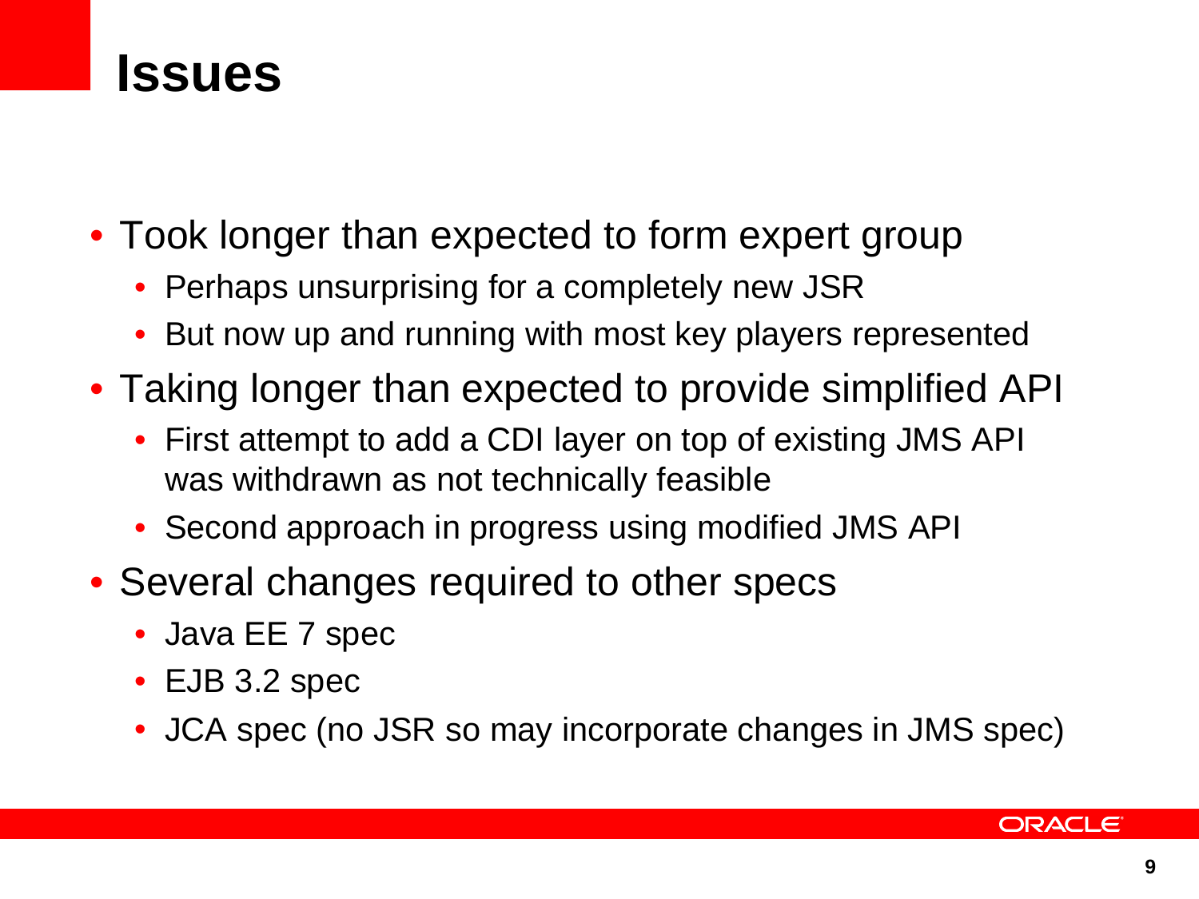# Issues

- Took longer than expected to form expert group
  - Perhaps unsurprising for a completely new JSR
  - But now up and running with most key players represented
- Taking longer than expected to provide simplified API
  - First attempt to add a CDI layer on top of existing JMS API was withdrawn as not technically feasible
  - Second approach in progress using modified JMS API
- Several changes required to other specs
  - Java EE 7 spec
  - EJB 3.2 spec
  - JCA spec (no JSR so may incorporate changes in JMS spec)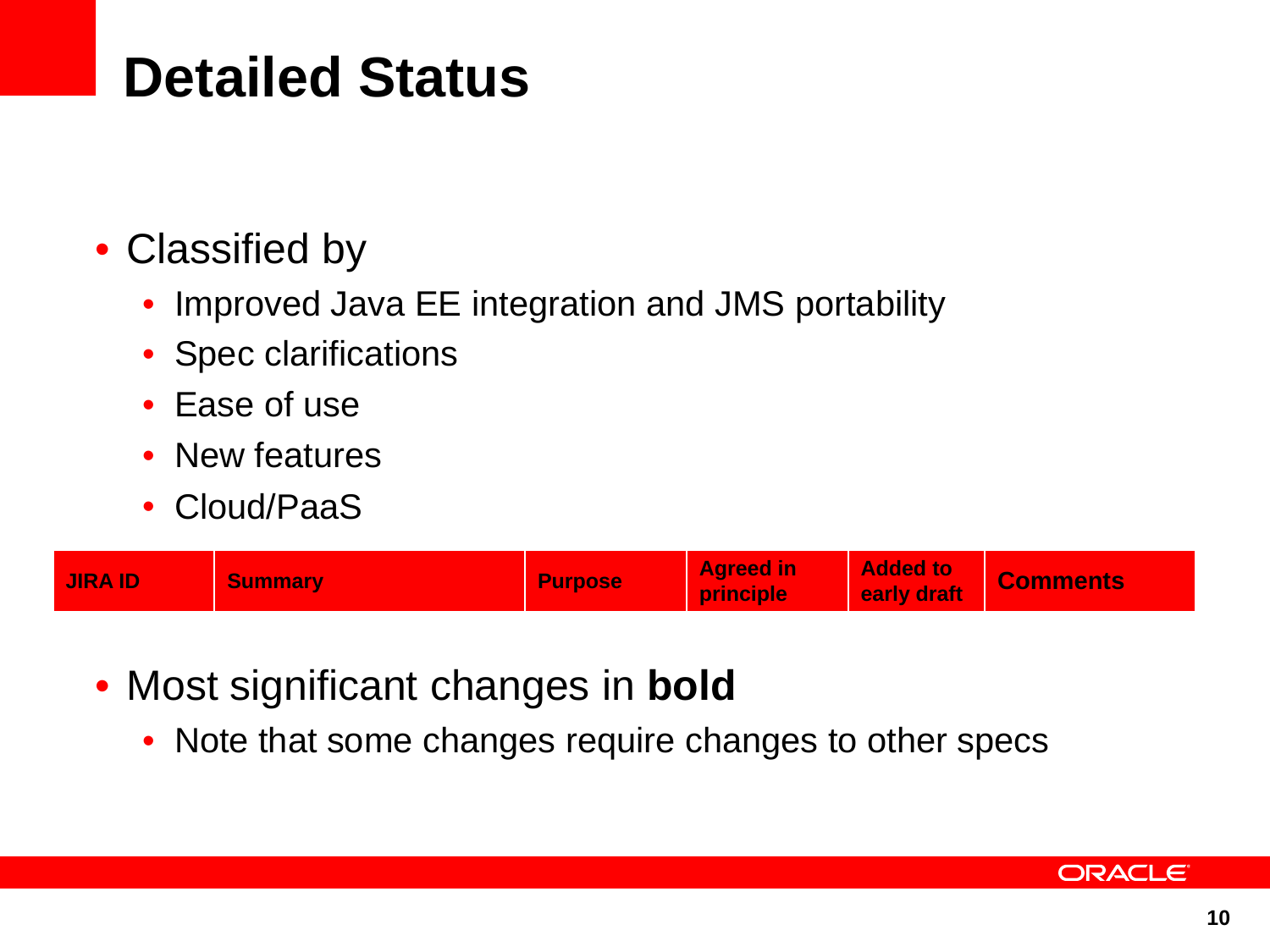# Detailed Status

- Classified by
  - Improved Java EE integration and JMS portability
  - Spec clarifications
  - Ease of use
  - New features
  - Cloud/PaaS

| JIRA ID | Summary | Purpose | Agreed in principle | Added to early draft | Comments |
|---|---|---|---|---|---|

- Most significant changes in **bold**
  - Note that some changes require changes to other specs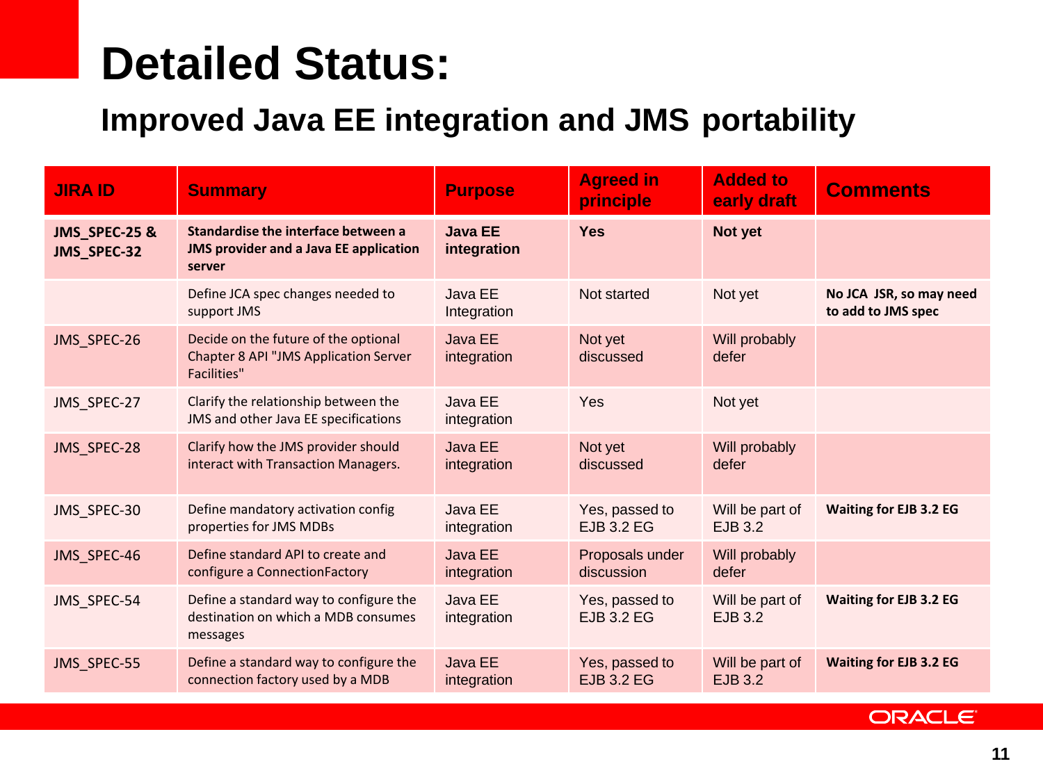# Detailed Status:

## Improved Java EE integration and JMS portability

| JIRA ID | Summary | Purpose | Agreed in principle | Added to early draft | Comments |
|---|---|---|---|---|---|
| **JMS_SPEC-25 & JMS_SPEC-32** | **Standardise the interface between a JMS provider and a Java EE application server** | **Java EE integration** | **Yes** | **Not yet** | |
| | Define JCA spec changes needed to support JMS | Java EE Integration | Not started | Not yet | **No JCA JSR, so may need to add to JMS spec** |
| JMS_SPEC-26 | Decide on the future of the optional Chapter 8 API "JMS Application Server Facilities" | Java EE integration | Not yet discussed | Will probably defer | |
| JMS_SPEC-27 | Clarify the relationship between the JMS and other Java EE specifications | Java EE integration | Yes | Not yet | |
| JMS_SPEC-28 | Clarify how the JMS provider should interact with Transaction Managers. | Java EE integration | Not yet discussed | Will probably defer | |
| JMS_SPEC-30 | Define mandatory activation config properties for JMS MDBs | Java EE integration | Yes, passed to EJB 3.2 EG | Will be part of EJB 3.2 | **Waiting for EJB 3.2 EG** |
| JMS_SPEC-46 | Define standard API to create and configure a ConnectionFactory | Java EE integration | Proposals under discussion | Will probably defer | |
| JMS_SPEC-54 | Define a standard way to configure the destination on which a MDB consumes messages | Java EE integration | Yes, passed to EJB 3.2 EG | Will be part of EJB 3.2 | **Waiting for EJB 3.2 EG** |
| JMS_SPEC-55 | Define a standard way to configure the connection factory used by a MDB | Java EE integration | Yes, passed to EJB 3.2 EG | Will be part of EJB 3.2 | **Waiting for EJB 3.2 EG** |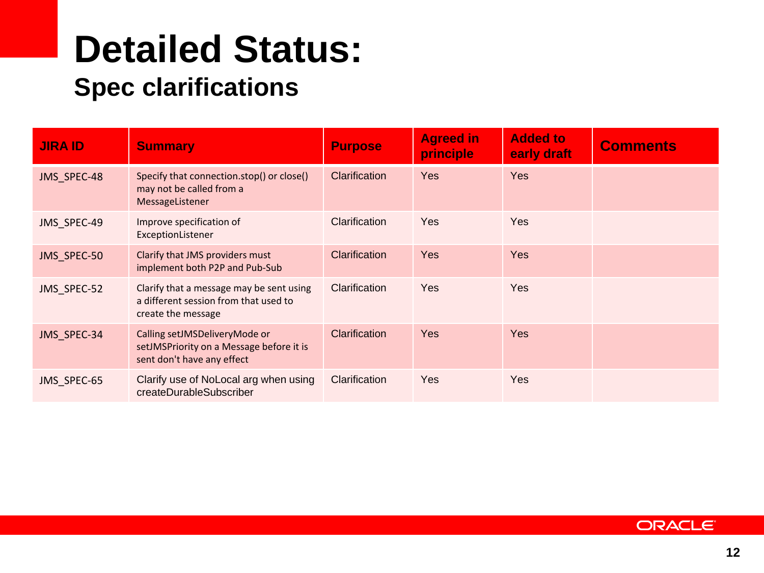# Detailed Status:

## Spec clarifications

| JIRA ID | Summary | Purpose | Agreed in principle | Added to early draft | Comments |
|---|---|---|---|---|---|
| JMS_SPEC-48 | Specify that connection.stop() or close() may not be called from a MessageListener | Clarification | Yes | Yes | |
| JMS_SPEC-49 | Improve specification of ExceptionListener | Clarification | Yes | Yes | |
| JMS_SPEC-50 | Clarify that JMS providers must implement both P2P and Pub-Sub | Clarification | Yes | Yes | |
| JMS_SPEC-52 | Clarify that a message may be sent using a different session from that used to create the message | Clarification | Yes | Yes | |
| JMS_SPEC-34 | Calling setJMSDeliveryMode or setJMSPriority on a Message before it is sent don't have any effect | Clarification | Yes | Yes | |
| JMS_SPEC-65 | Clarify use of NoLocal arg when using createDurableSubscriber | Clarification | Yes | Yes | |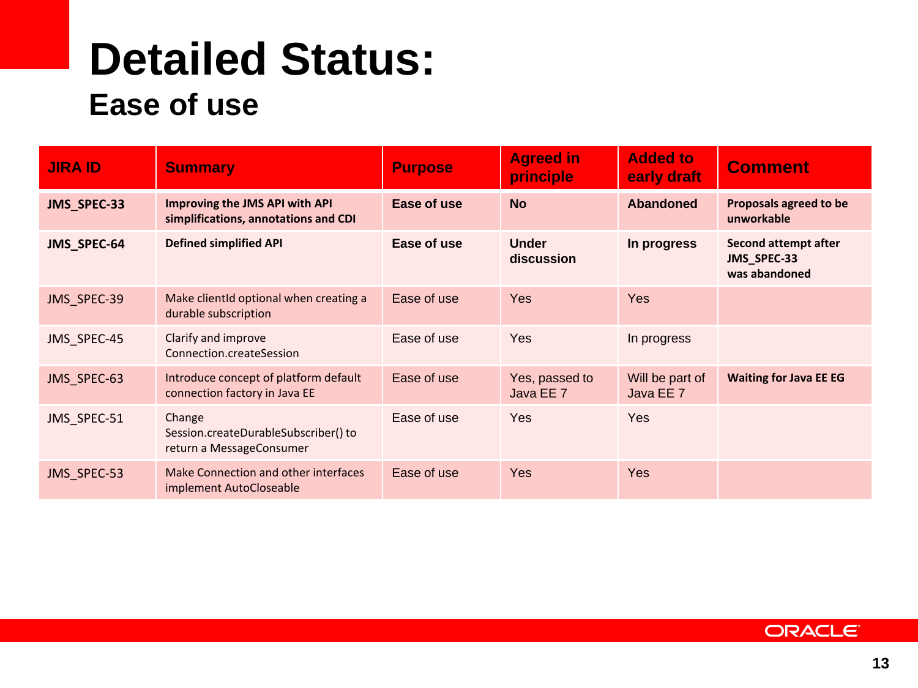# Detailed Status:

## Ease of use

| JIRA ID | Summary | Purpose | Agreed in principle | Added to early draft | Comment |
|---|---|---|---|---|---|
| **JMS_SPEC-33** | **Improving the JMS API with API simplifications, annotations and CDI** | **Ease of use** | **No** | **Abandoned** | **Proposals agreed to be unworkable** |
| **JMS_SPEC-64** | **Defined simplified API** | **Ease of use** | **Under discussion** | **In progress** | **Second attempt after JMS_SPEC-33 was abandoned** |
| JMS_SPEC-39 | Make clientId optional when creating a durable subscription | Ease of use | Yes | Yes | |
| JMS_SPEC-45 | Clarify and improve Connection.createSession | Ease of use | Yes | In progress | |
| JMS_SPEC-63 | Introduce concept of platform default connection factory in Java EE | Ease of use | Yes, passed to Java EE 7 | Will be part of Java EE 7 | **Waiting for Java EE EG** |
| JMS_SPEC-51 | Change Session.createDurableSubscriber() to return a MessageConsumer | Ease of use | Yes | Yes | |
| JMS_SPEC-53 | Make Connection and other interfaces implement AutoCloseable | Ease of use | Yes | Yes | |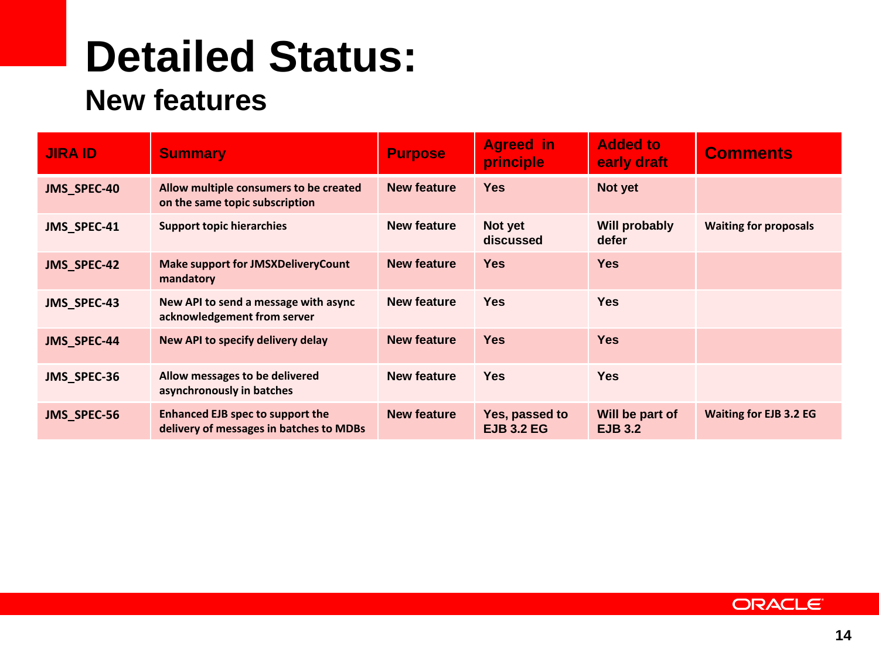# Detailed Status:

## New features

| JIRA ID | Summary | Purpose | Agreed in principle | Added to early draft | Comments |
|---|---|---|---|---|---|
| JMS_SPEC-40 | Allow multiple consumers to be created on the same topic subscription | New feature | Yes | Not yet | |
| JMS_SPEC-41 | Support topic hierarchies | New feature | Not yet discussed | Will probably defer | Waiting for proposals |
| JMS_SPEC-42 | Make support for JMSXDeliveryCount mandatory | New feature | Yes | Yes | |
| JMS_SPEC-43 | New API to send a message with async acknowledgement from server | New feature | Yes | Yes | |
| JMS_SPEC-44 | New API to specify delivery delay | New feature | Yes | Yes | |
| JMS_SPEC-36 | Allow messages to be delivered asynchronously in batches | New feature | Yes | Yes | |
| JMS_SPEC-56 | Enhanced EJB spec to support the delivery of messages in batches to MDBs | New feature | Yes, passed to EJB 3.2 EG | Will be part of EJB 3.2 | Waiting for EJB 3.2 EG |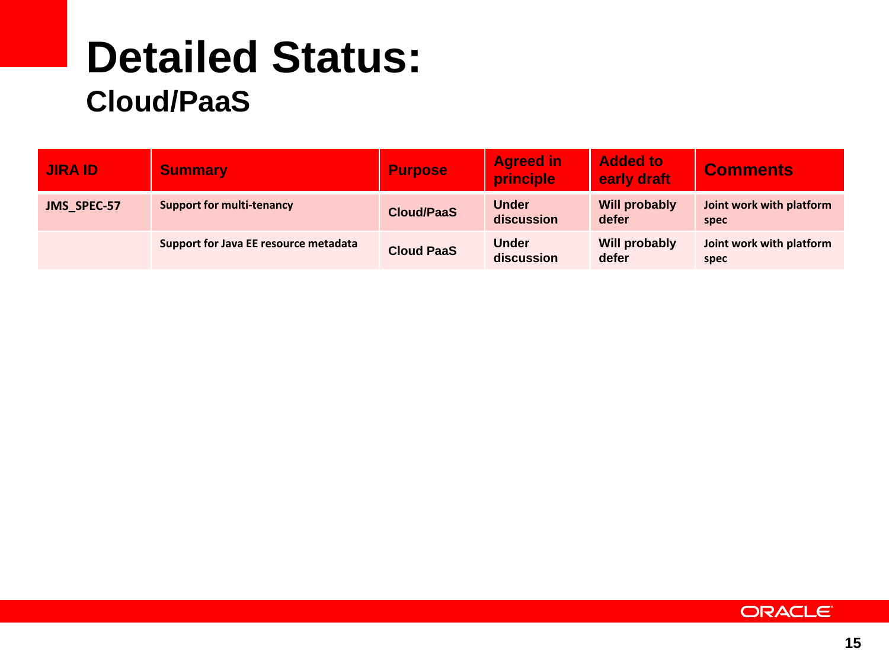# Detailed Status:
## Cloud/PaaS

| JIRA ID | Summary | Purpose | Agreed in principle | Added to early draft | Comments |
|---|---|---|---|---|---|
| JMS_SPEC-57 | Support for multi-tenancy | Cloud/PaaS | Under discussion | Will probably defer | Joint work with platform spec |
| | Support for Java EE resource metadata | Cloud PaaS | Under discussion | Will probably defer | Joint work with platform spec |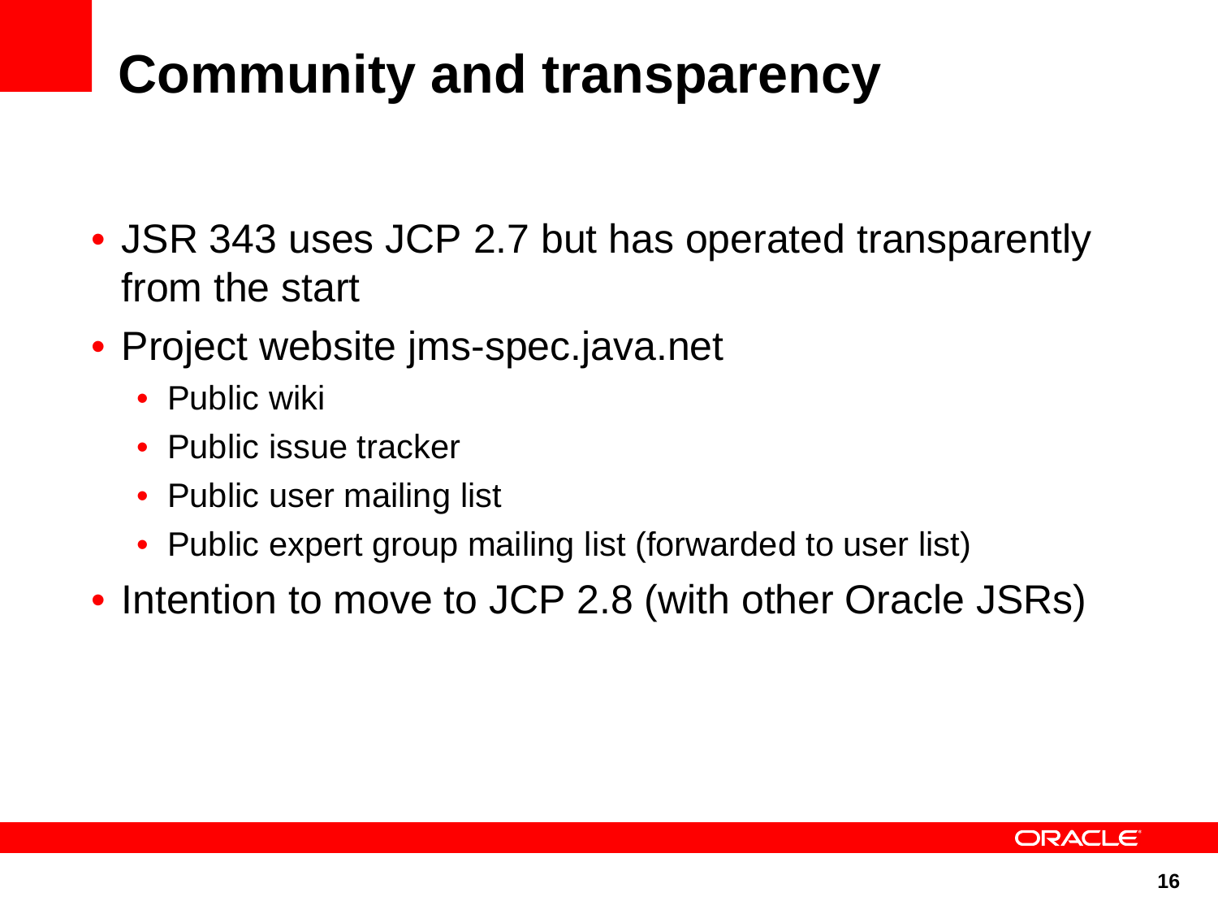# Community and transparency

- JSR 343 uses JCP 2.7 but has operated transparently from the start
- Project website jms-spec.java.net
  - Public wiki
  - Public issue tracker
  - Public user mailing list
  - Public expert group mailing list (forwarded to user list)
- Intention to move to JCP 2.8 (with other Oracle JSRs)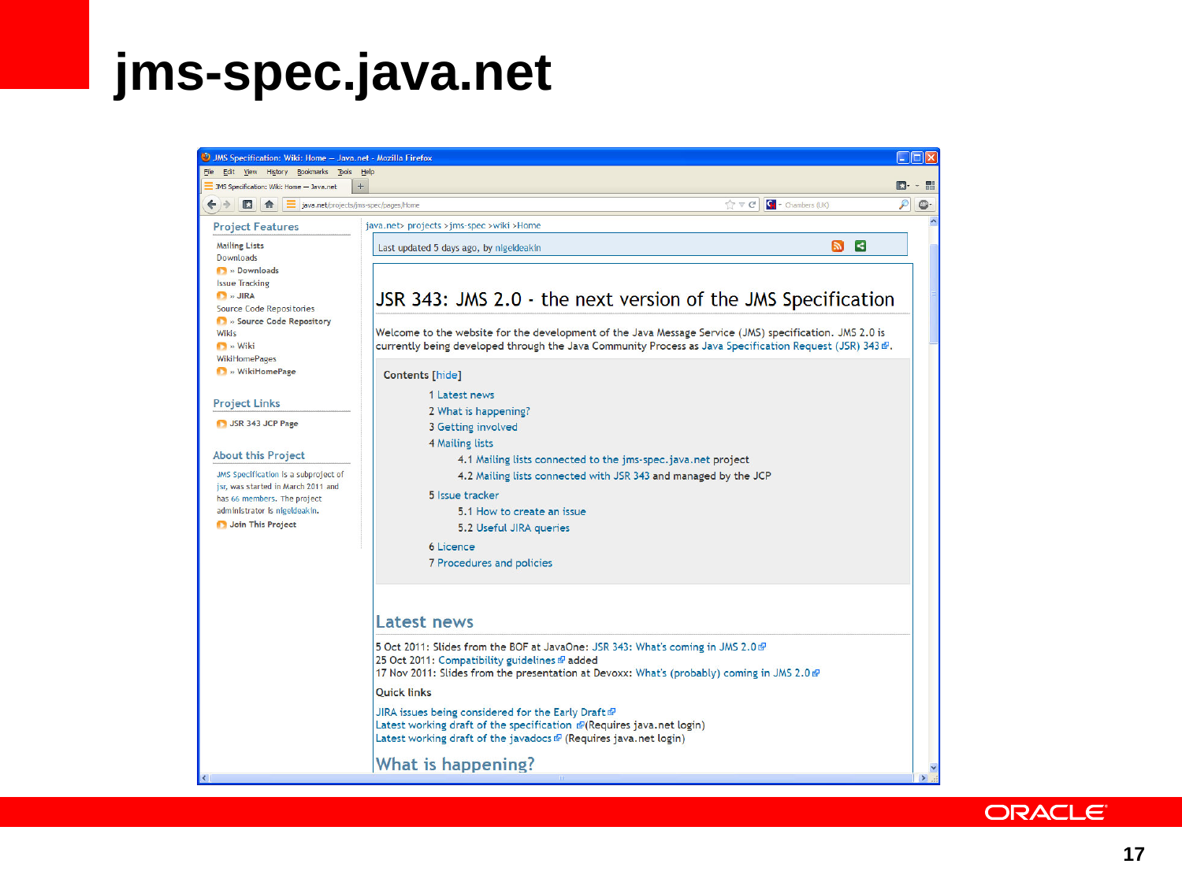# jms-spec.java.net

JMS Specification: Wiki: Home — Java.net - Mozilla Firefox

File Edit View History Bookmarks Tools Help

JMS Specification: Wiki: Home — Java.net

java.net/projects/jms-spec/pages/Home

**Project Features**

- Mailing Lists
- Downloads
- » Downloads
- Issue Tracking
- » JIRA
- Source Code Repositories
- » Source Code Repository
- Wikis
- » Wiki
- WikiHomePages
- » WikiHomePage

**Project Links**

- JSR 343 JCP Page

**About this Project**

JMS Specification is a subproject of jsr, was started in March 2011 and has 66 members. The project administrator is nigeldeakin.

- Join This Project

java.net> projects > jms-spec > wiki > Home

Last updated 5 days ago, by nigeldeakin

## JSR 343: JMS 2.0 - the next version of the JMS Specification

Welcome to the website for the development of the Java Message Service (JMS) specification. JMS 2.0 is currently being developed through the Java Community Process as Java Specification Request (JSR) 343.

Contents [hide]

1 Latest news
2 What is happening?
3 Getting involved
4 Mailing lists
 4.1 Mailing lists connected to the jms-spec.java.net project
 4.2 Mailing lists connected with JSR 343 and managed by the JCP
5 Issue tracker
 5.1 How to create an issue
 5.2 Useful JIRA queries
6 Licence
7 Procedures and policies

### Latest news

5 Oct 2011: Slides from the BOF at JavaOne: JSR 343: What's coming in JMS 2.0
25 Oct 2011: Compatibility guidelines added
17 Nov 2011: Slides from the presentation at Devoxx: What's (probably) coming in JMS 2.0

Quick links

JIRA issues being considered for the Early Draft
Latest working draft of the specification (Requires java.net login)
Latest working draft of the javadocs (Requires java.net login)

### What is happening?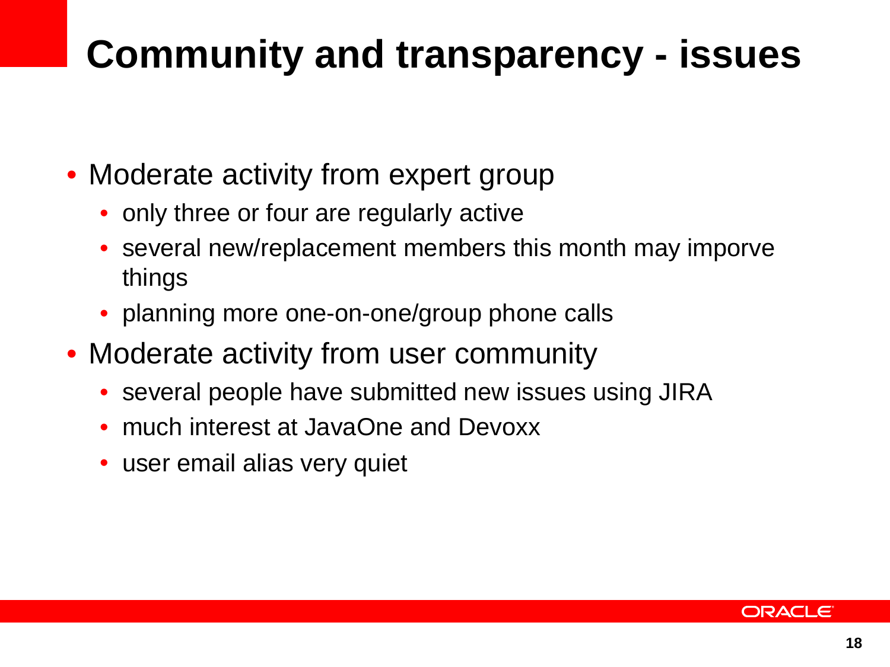# Community and transparency - issues

- Moderate activity from expert group
  - only three or four are regularly active
  - several new/replacement members this month may imporve things
  - planning more one-on-one/group phone calls
- Moderate activity from user community
  - several people have submitted new issues using JIRA
  - much interest at JavaOne and Devoxx
  - user email alias very quiet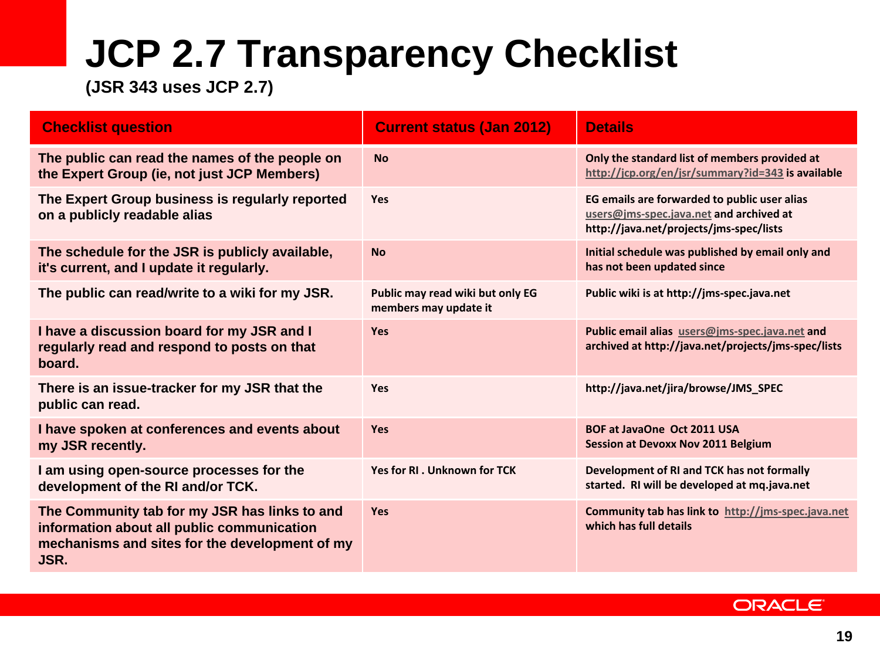# JCP 2.7 Transparency Checklist

**(JSR 343 uses JCP 2.7)**

| Checklist question | Current status (Jan 2012) | Details |
| --- | --- | --- |
| The public can read the names of the people on the Expert Group (ie, not just JCP Members) | No | Only the standard list of members provided at http://jcp.org/en/jsr/summary?id=343 is available |
| The Expert Group business is regularly reported on a publicly readable alias | Yes | EG emails are forwarded to public user alias users@jms-spec.java.net and archived at http://java.net/projects/jms-spec/lists |
| The schedule for the JSR is publicly available, it's current, and I update it regularly. | No | Initial schedule was published by email only and has not been updated since |
| The public can read/write to a wiki for my JSR. | Public may read wiki but only EG members may update it | Public wiki is at http://jms-spec.java.net |
| I have a discussion board for my JSR and I regularly read and respond to posts on that board. | Yes | Public email alias users@jms-spec.java.net and archived at http://java.net/projects/jms-spec/lists |
| There is an issue-tracker for my JSR that the public can read. | Yes | http://java.net/jira/browse/JMS_SPEC |
| I have spoken at conferences and events about my JSR recently. | Yes | BOF at JavaOne Oct 2011 USA<br>Session at Devoxx Nov 2011 Belgium |
| I am using open-source processes for the development of the RI and/or TCK. | Yes for RI . Unknown for TCK | Development of RI and TCK has not formally started. RI will be developed at mq.java.net |
| The Community tab for my JSR has links to and information about all public communication mechanisms and sites for the development of my JSR. | Yes | Community tab has link to http://jms-spec.java.net which has full details |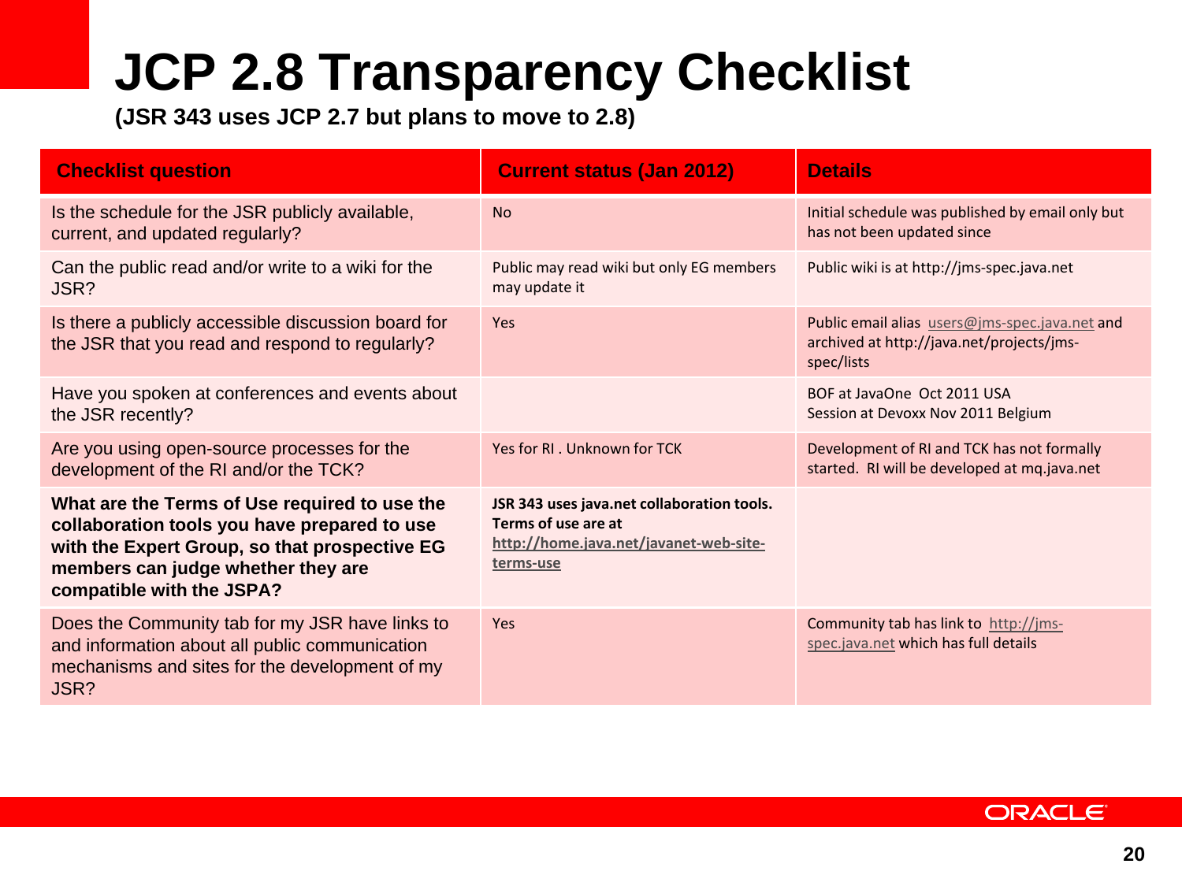# JCP 2.8 Transparency Checklist

**(JSR 343 uses JCP 2.7 but plans to move to 2.8)**

| Checklist question | Current status (Jan 2012) | Details |
|---|---|---|
| Is the schedule for the JSR publicly available, current, and updated regularly? | No | Initial schedule was published by email only but has not been updated since |
| Can the public read and/or write to a wiki for the JSR? | Public may read wiki but only EG members may update it | Public wiki is at http://jms-spec.java.net |
| Is there a publicly accessible discussion board for the JSR that you read and respond to regularly? | Yes | Public email alias users@jms-spec.java.net and archived at http://java.net/projects/jms-spec/lists |
| Have you spoken at conferences and events about the JSR recently? | | BOF at JavaOne Oct 2011 USA<br>Session at Devoxx Nov 2011 Belgium |
| Are you using open-source processes for the development of the RI and/or the TCK? | Yes for RI . Unknown for TCK | Development of RI and TCK has not formally started. RI will be developed at mq.java.net |
| **What are the Terms of Use required to use the collaboration tools you have prepared to use with the Expert Group, so that prospective EG members can judge whether they are compatible with the JSPA?** | **JSR 343 uses java.net collaboration tools. Terms of use are at http://home.java.net/javanet-web-site-terms-use** | |
| Does the Community tab for my JSR have links to and information about all public communication mechanisms and sites for the development of my JSR? | Yes | Community tab has link to http://jms-spec.java.net which has full details |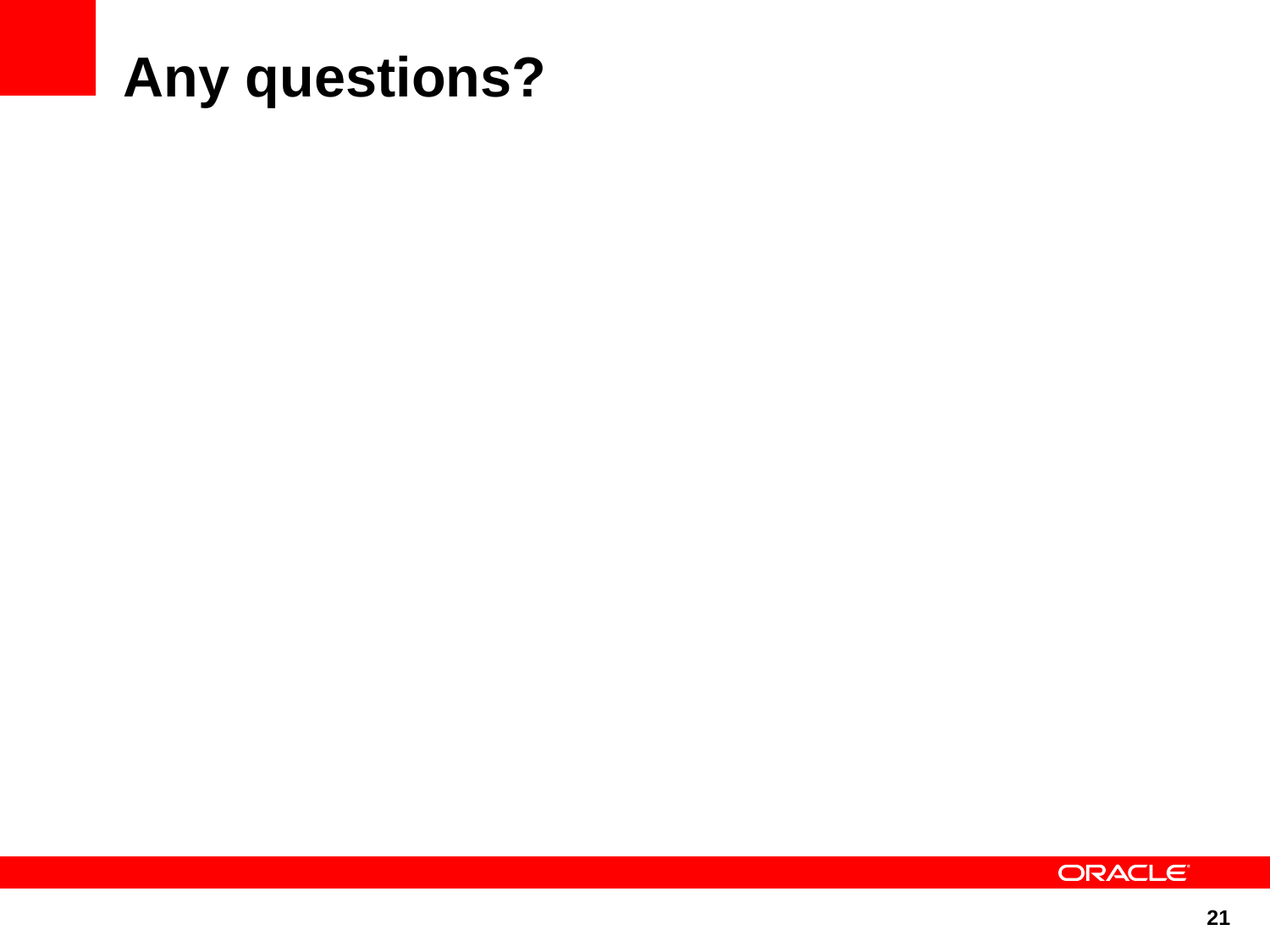# Any questions?